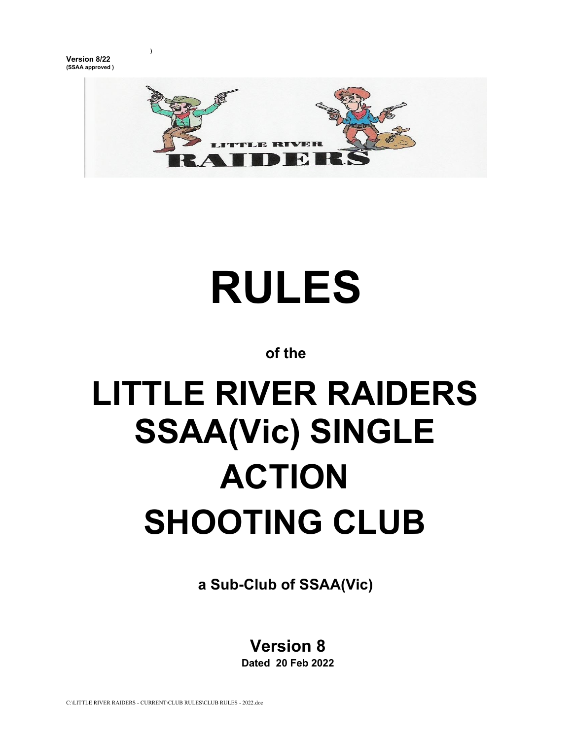**Version 8/22**
**(SSAA approved )**

# RULES

**of the**

# LITTLE RIVER RAIDERS SSAA(Vic) SINGLE ACTION SHOOTING CLUB

**a Sub-Club of SSAA(Vic)**

## Version 8

**Dated 20 Feb 2022**

C:\LITTLE RIVER RAIDERS - CURRENT\CLUB RULES\CLUB RULES - 2022.doc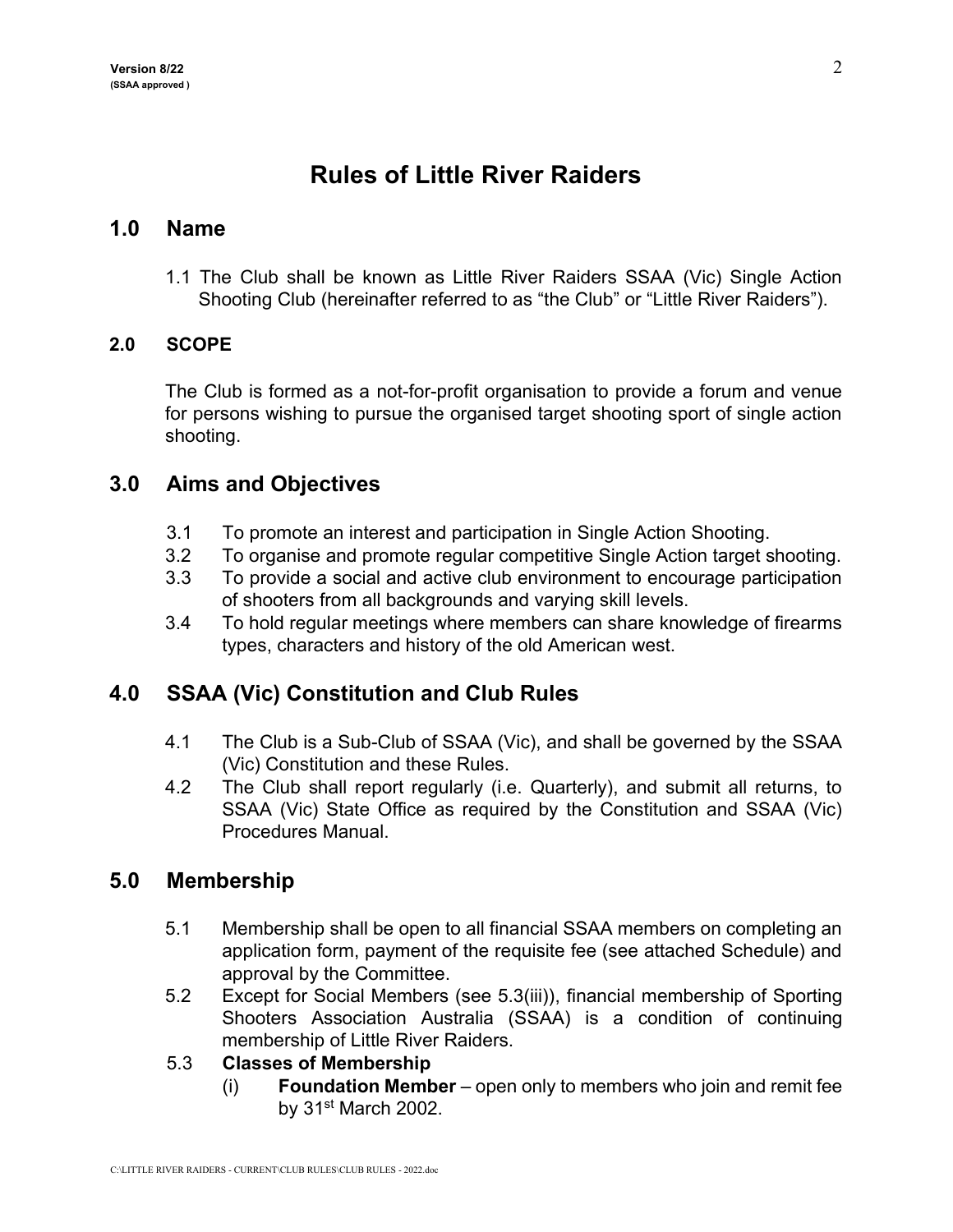# Rules of Little River Raiders

## 1.0 Name

1.1 The Club shall be known as Little River Raiders SSAA (Vic) Single Action Shooting Club (hereinafter referred to as "the Club" or "Little River Raiders").

### 2.0 SCOPE

The Club is formed as a not-for-profit organisation to provide a forum and venue for persons wishing to pursue the organised target shooting sport of single action shooting.

## 3.0 Aims and Objectives

3.1 To promote an interest and participation in Single Action Shooting.
3.2 To organise and promote regular competitive Single Action target shooting.
3.3 To provide a social and active club environment to encourage participation of shooters from all backgrounds and varying skill levels.
3.4 To hold regular meetings where members can share knowledge of firearms types, characters and history of the old American west.

## 4.0 SSAA (Vic) Constitution and Club Rules

4.1 The Club is a Sub-Club of SSAA (Vic), and shall be governed by the SSAA (Vic) Constitution and these Rules.
4.2 The Club shall report regularly (i.e. Quarterly), and submit all returns, to SSAA (Vic) State Office as required by the Constitution and SSAA (Vic) Procedures Manual.

## 5.0 Membership

5.1 Membership shall be open to all financial SSAA members on completing an application form, payment of the requisite fee (see attached Schedule) and approval by the Committee.
5.2 Except for Social Members (see 5.3(iii)), financial membership of Sporting Shooters Association Australia (SSAA) is a condition of continuing membership of Little River Raiders.
5.3 **Classes of Membership**
  (i) **Foundation Member** – open only to members who join and remit fee by 31st March 2002.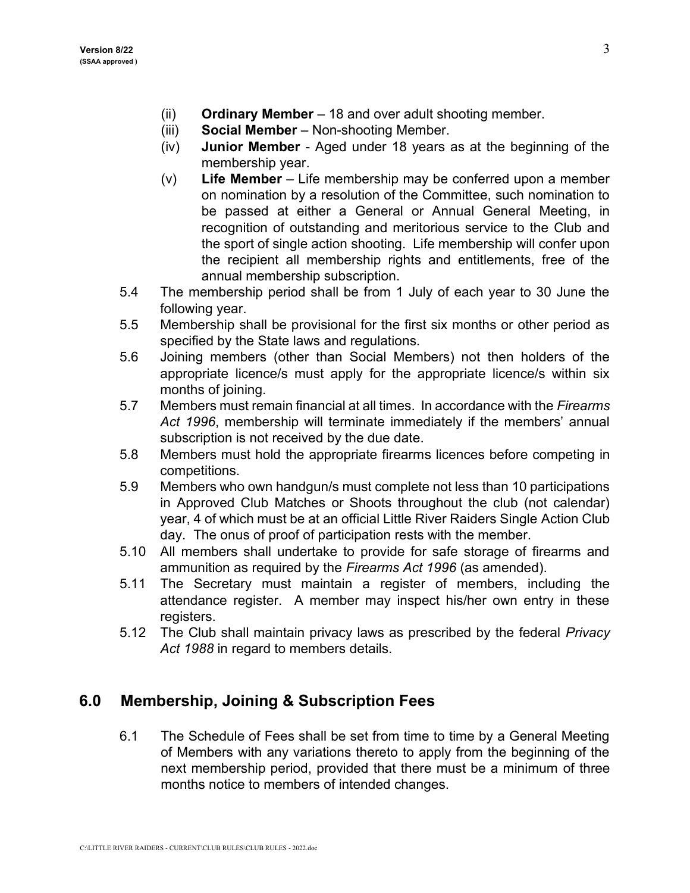(ii) **Ordinary Member** – 18 and over adult shooting member.

(iii) **Social Member** – Non-shooting Member.

(iv) **Junior Member** - Aged under 18 years as at the beginning of the membership year.

(v) **Life Member** – Life membership may be conferred upon a member on nomination by a resolution of the Committee, such nomination to be passed at either a General or Annual General Meeting, in recognition of outstanding and meritorious service to the Club and the sport of single action shooting. Life membership will confer upon the recipient all membership rights and entitlements, free of the annual membership subscription.

5.4 The membership period shall be from 1 July of each year to 30 June the following year.

5.5 Membership shall be provisional for the first six months or other period as specified by the State laws and regulations.

5.6 Joining members (other than Social Members) not then holders of the appropriate licence/s must apply for the appropriate licence/s within six months of joining.

5.7 Members must remain financial at all times. In accordance with the *Firearms Act 1996*, membership will terminate immediately if the members' annual subscription is not received by the due date.

5.8 Members must hold the appropriate firearms licences before competing in competitions.

5.9 Members who own handgun/s must complete not less than 10 participations in Approved Club Matches or Shoots throughout the club (not calendar) year, 4 of which must be at an official Little River Raiders Single Action Club day. The onus of proof of participation rests with the member.

5.10 All members shall undertake to provide for safe storage of firearms and ammunition as required by the *Firearms Act 1996* (as amended).

5.11 The Secretary must maintain a register of members, including the attendance register. A member may inspect his/her own entry in these registers.

5.12 The Club shall maintain privacy laws as prescribed by the federal *Privacy Act 1988* in regard to members details.

## 6.0 Membership, Joining & Subscription Fees

6.1 The Schedule of Fees shall be set from time to time by a General Meeting of Members with any variations thereto to apply from the beginning of the next membership period, provided that there must be a minimum of three months notice to members of intended changes.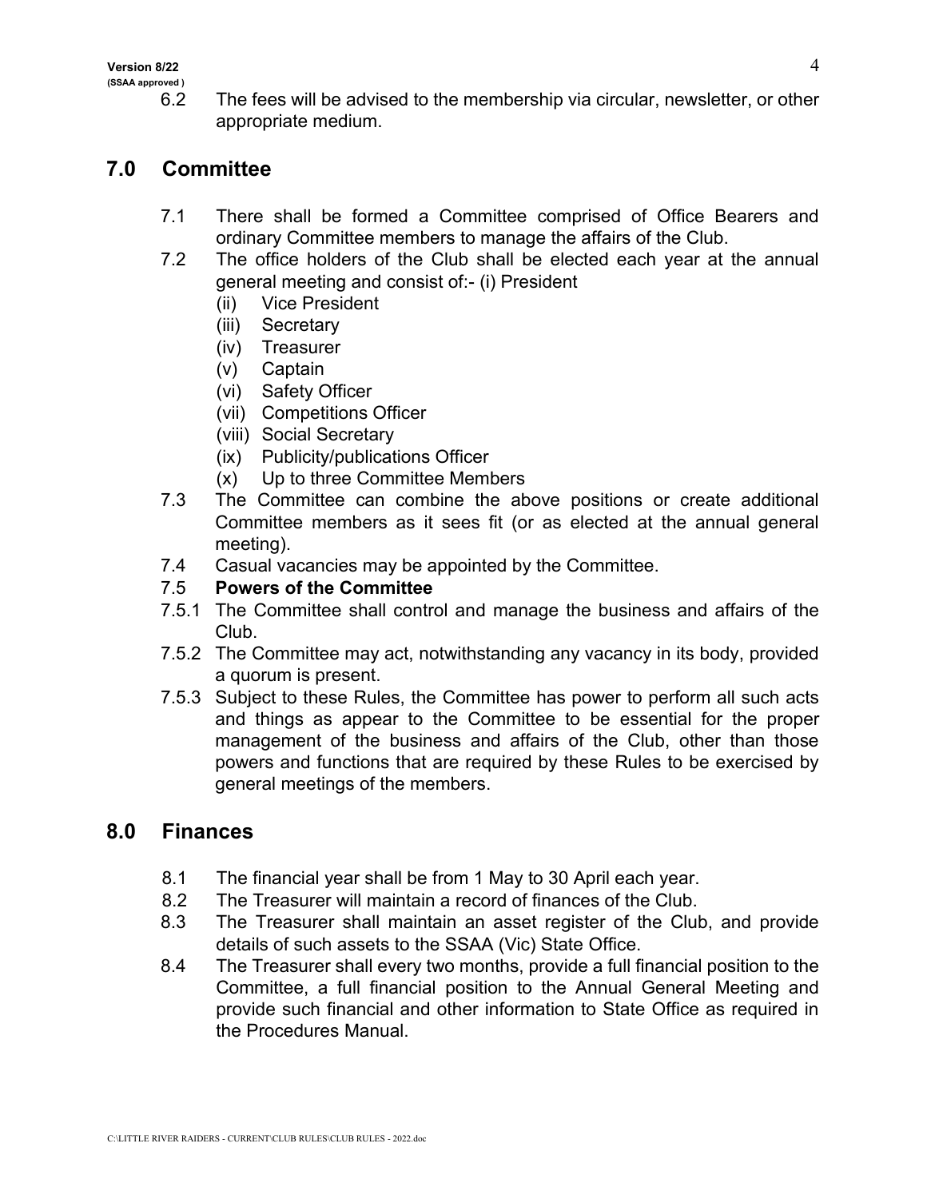6.2 The fees will be advised to the membership via circular, newsletter, or other appropriate medium.

## 7.0 Committee

7.1 There shall be formed a Committee comprised of Office Bearers and ordinary Committee members to manage the affairs of the Club.

7.2 The office holders of the Club shall be elected each year at the annual general meeting and consist of:- (i) President
   (ii) Vice President
   (iii) Secretary
   (iv) Treasurer
   (v) Captain
   (vi) Safety Officer
   (vii) Competitions Officer
   (viii) Social Secretary
   (ix) Publicity/publications Officer
   (x) Up to three Committee Members

7.3 The Committee can combine the above positions or create additional Committee members as it sees fit (or as elected at the annual general meeting).

7.4 Casual vacancies may be appointed by the Committee.

7.5 **Powers of the Committee**

7.5.1 The Committee shall control and manage the business and affairs of the Club.

7.5.2 The Committee may act, notwithstanding any vacancy in its body, provided a quorum is present.

7.5.3 Subject to these Rules, the Committee has power to perform all such acts and things as appear to the Committee to be essential for the proper management of the business and affairs of the Club, other than those powers and functions that are required by these Rules to be exercised by general meetings of the members.

## 8.0 Finances

8.1 The financial year shall be from 1 May to 30 April each year.

8.2 The Treasurer will maintain a record of finances of the Club.

8.3 The Treasurer shall maintain an asset register of the Club, and provide details of such assets to the SSAA (Vic) State Office.

8.4 The Treasurer shall every two months, provide a full financial position to the Committee, a full financial position to the Annual General Meeting and provide such financial and other information to State Office as required in the Procedures Manual.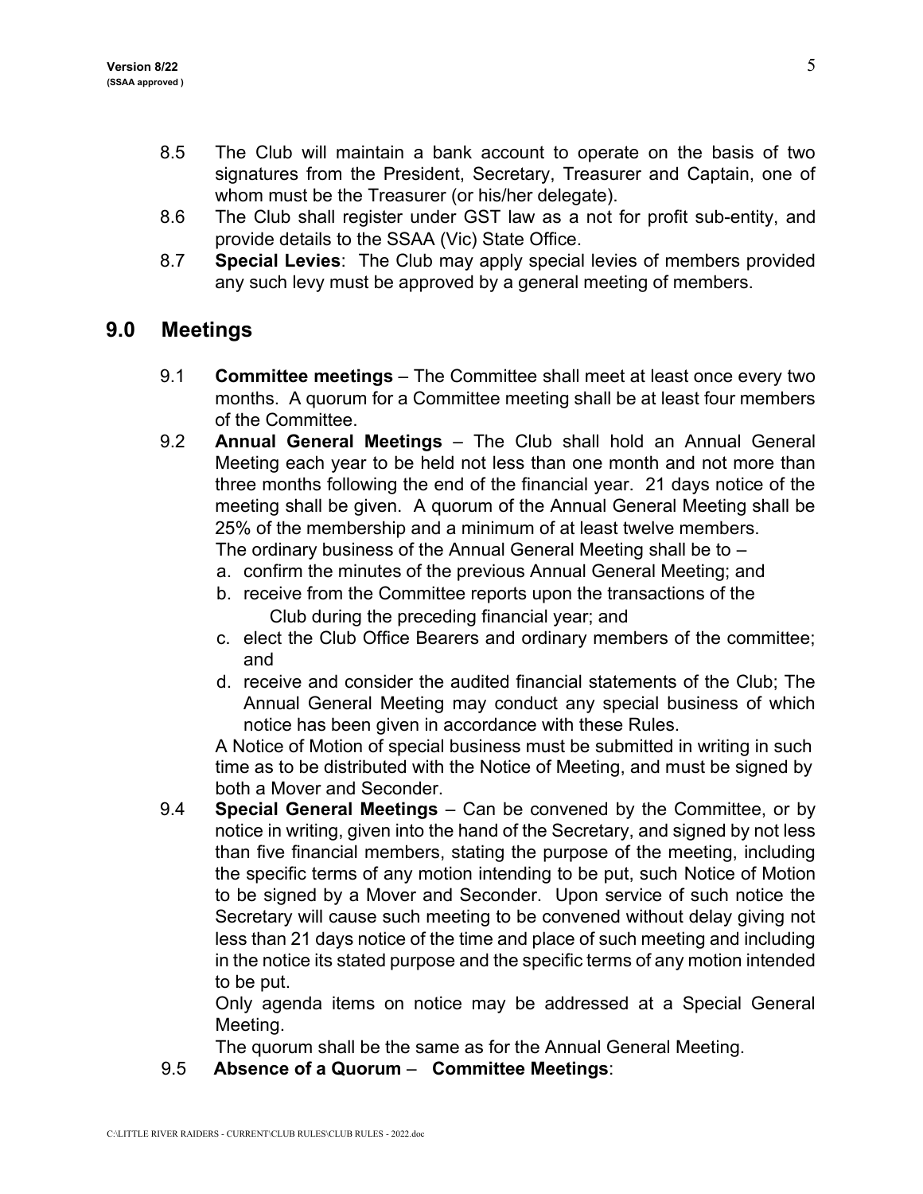8.5 The Club will maintain a bank account to operate on the basis of two signatures from the President, Secretary, Treasurer and Captain, one of whom must be the Treasurer (or his/her delegate).

8.6 The Club shall register under GST law as a not for profit sub-entity, and provide details to the SSAA (Vic) State Office.

8.7 **Special Levies**: The Club may apply special levies of members provided any such levy must be approved by a general meeting of members.

## 9.0 Meetings

9.1 **Committee meetings** – The Committee shall meet at least once every two months. A quorum for a Committee meeting shall be at least four members of the Committee.

9.2 **Annual General Meetings** – The Club shall hold an Annual General Meeting each year to be held not less than one month and not more than three months following the end of the financial year. 21 days notice of the meeting shall be given. A quorum of the Annual General Meeting shall be 25% of the membership and a minimum of at least twelve members.
The ordinary business of the Annual General Meeting shall be to –

a. confirm the minutes of the previous Annual General Meeting; and
b. receive from the Committee reports upon the transactions of the Club during the preceding financial year; and
c. elect the Club Office Bearers and ordinary members of the committee; and
d. receive and consider the audited financial statements of the Club; The Annual General Meeting may conduct any special business of which notice has been given in accordance with these Rules.

A Notice of Motion of special business must be submitted in writing in such time as to be distributed with the Notice of Meeting, and must be signed by both a Mover and Seconder.

9.4 **Special General Meetings** – Can be convened by the Committee, or by notice in writing, given into the hand of the Secretary, and signed by not less than five financial members, stating the purpose of the meeting, including the specific terms of any motion intending to be put, such Notice of Motion to be signed by a Mover and Seconder. Upon service of such notice the Secretary will cause such meeting to be convened without delay giving not less than 21 days notice of the time and place of such meeting and including in the notice its stated purpose and the specific terms of any motion intended to be put.
Only agenda items on notice may be addressed at a Special General Meeting.
The quorum shall be the same as for the Annual General Meeting.

9.5 **Absence of a Quorum** – **Committee Meetings**: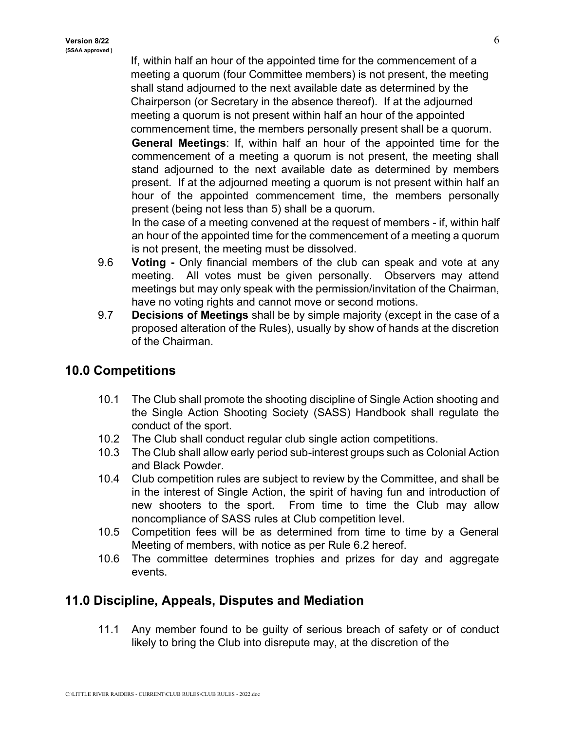If, within half an hour of the appointed time for the commencement of a meeting a quorum (four Committee members) is not present, the meeting shall stand adjourned to the next available date as determined by the Chairperson (or Secretary in the absence thereof). If at the adjourned meeting a quorum is not present within half an hour of the appointed commencement time, the members personally present shall be a quorum.

**General Meetings**: If, within half an hour of the appointed time for the commencement of a meeting a quorum is not present, the meeting shall stand adjourned to the next available date as determined by members present. If at the adjourned meeting a quorum is not present within half an hour of the appointed commencement time, the members personally present (being not less than 5) shall be a quorum.

In the case of a meeting convened at the request of members - if, within half an hour of the appointed time for the commencement of a meeting a quorum is not present, the meeting must be dissolved.

9.6 **Voting -** Only financial members of the club can speak and vote at any meeting. All votes must be given personally. Observers may attend meetings but may only speak with the permission/invitation of the Chairman, have no voting rights and cannot move or second motions.

9.7 **Decisions of Meetings** shall be by simple majority (except in the case of a proposed alteration of the Rules), usually by show of hands at the discretion of the Chairman.

## 10.0 Competitions

10.1 The Club shall promote the shooting discipline of Single Action shooting and the Single Action Shooting Society (SASS) Handbook shall regulate the conduct of the sport.

10.2 The Club shall conduct regular club single action competitions.

10.3 The Club shall allow early period sub-interest groups such as Colonial Action and Black Powder.

10.4 Club competition rules are subject to review by the Committee, and shall be in the interest of Single Action, the spirit of having fun and introduction of new shooters to the sport. From time to time the Club may allow noncompliance of SASS rules at Club competition level.

10.5 Competition fees will be as determined from time to time by a General Meeting of members, with notice as per Rule 6.2 hereof.

10.6 The committee determines trophies and prizes for day and aggregate events.

## 11.0 Discipline, Appeals, Disputes and Mediation

11.1 Any member found to be guilty of serious breach of safety or of conduct likely to bring the Club into disrepute may, at the discretion of the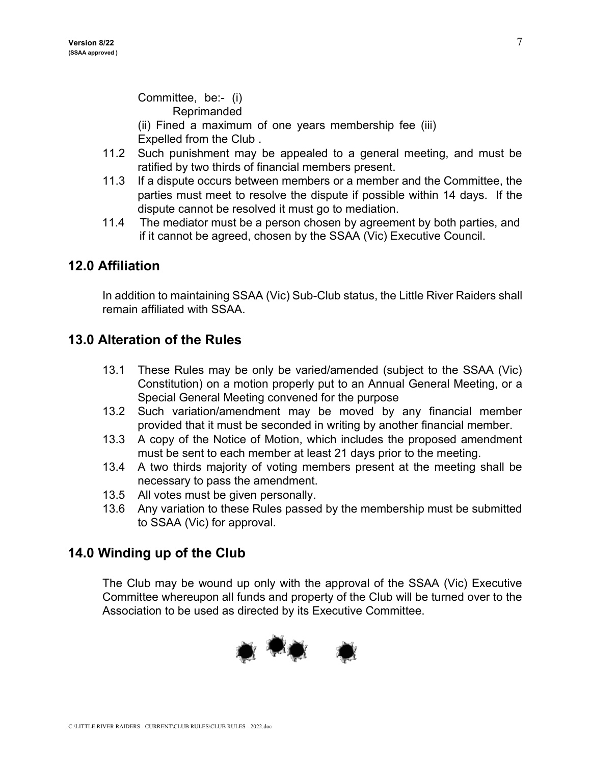Committee, be:- (i)
Reprimanded
(ii) Fined a maximum of one years membership fee (iii)
Expelled from the Club .

11.2 Such punishment may be appealed to a general meeting, and must be ratified by two thirds of financial members present.

11.3 If a dispute occurs between members or a member and the Committee, the parties must meet to resolve the dispute if possible within 14 days. If the dispute cannot be resolved it must go to mediation.

11.4 The mediator must be a person chosen by agreement by both parties, and if it cannot be agreed, chosen by the SSAA (Vic) Executive Council.

## 12.0 Affiliation

In addition to maintaining SSAA (Vic) Sub-Club status, the Little River Raiders shall remain affiliated with SSAA.

## 13.0 Alteration of the Rules

13.1 These Rules may be only be varied/amended (subject to the SSAA (Vic) Constitution) on a motion properly put to an Annual General Meeting, or a Special General Meeting convened for the purpose

13.2 Such variation/amendment may be moved by any financial member provided that it must be seconded in writing by another financial member.

13.3 A copy of the Notice of Motion, which includes the proposed amendment must be sent to each member at least 21 days prior to the meeting.

13.4 A two thirds majority of voting members present at the meeting shall be necessary to pass the amendment.

13.5 All votes must be given personally.

13.6 Any variation to these Rules passed by the membership must be submitted to SSAA (Vic) for approval.

## 14.0 Winding up of the Club

The Club may be wound up only with the approval of the SSAA (Vic) Executive Committee whereupon all funds and property of the Club will be turned over to the Association to be used as directed by its Executive Committee.